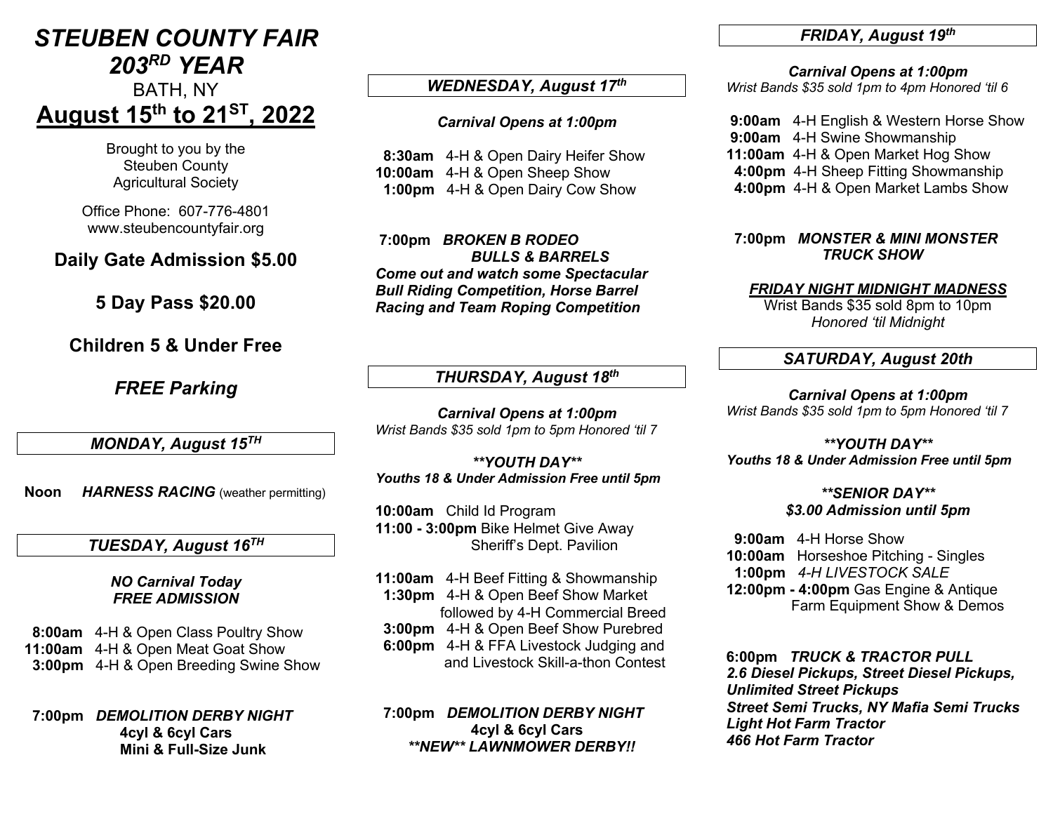# *STEUBEN COUNTY FAIR*
# *203RD YEAR*

BATH, NY

## August 15th to 21ST, 2022

Brought to you by the
Steuben County
Agricultural Society

Office Phone: 607-776-4801
www.steubencountyfair.org

**Daily Gate Admission $5.00**

**5 Day Pass $20.00**

**Children 5 & Under Free**

***FREE Parking***

### *MONDAY, August 15TH*

**Noon** ***HARNESS RACING*** (weather permitting)

### *TUESDAY, August 16TH*

***NO Carnival Today***
***FREE ADMISSION***

**8:00am** 4-H & Open Class Poultry Show
**11:00am** 4-H & Open Meat Goat Show
**3:00pm** 4-H & Open Breeding Swine Show

**7:00pm** ***DEMOLITION DERBY NIGHT***
**4cyl & 6cyl Cars**
**Mini & Full-Size Junk**

### *WEDNESDAY, August 17th*

***Carnival Opens at 1:00pm***

**8:30am** 4-H & Open Dairy Heifer Show
**10:00am** 4-H & Open Sheep Show
**1:00pm** 4-H & Open Dairy Cow Show

**7:00pm** ***BROKEN B RODEO***
***BULLS & BARRELS***
***Come out and watch some Spectacular Bull Riding Competition, Horse Barrel Racing and Team Roping Competition***

### *THURSDAY, August 18th*

***Carnival Opens at 1:00pm***
*Wrist Bands $35 sold 1pm to 5pm Honored 'til 7*

***\*\*YOUTH DAY\*\****
***Youths 18 & Under Admission Free until 5pm***

**10:00am** Child Id Program
**11:00 - 3:00pm** Bike Helmet Give Away
Sheriff's Dept. Pavilion

**11:00am** 4-H Beef Fitting & Showmanship
**1:30pm** 4-H & Open Beef Show Market
followed by 4-H Commercial Breed
**3:00pm** 4-H & Open Beef Show Purebred
**6:00pm** 4-H & FFA Livestock Judging and
and Livestock Skill-a-thon Contest

**7:00pm** ***DEMOLITION DERBY NIGHT***
**4cyl & 6cyl Cars**
***\*\*NEW\*\* LAWNMOWER DERBY!!***

### *FRIDAY, August 19th*

***Carnival Opens at 1:00pm***
*Wrist Bands $35 sold 1pm to 4pm Honored 'til 6*

**9:00am** 4-H English & Western Horse Show
**9:00am** 4-H Swine Showmanship
**11:00am** 4-H & Open Market Hog Show
**4:00pm** 4-H Sheep Fitting Showmanship
**4:00pm** 4-H & Open Market Lambs Show

**7:00pm** ***MONSTER & MINI MONSTER TRUCK SHOW***

***FRIDAY NIGHT MIDNIGHT MADNESS***
Wrist Bands $35 sold 8pm to 10pm
*Honored 'til Midnight*

### *SATURDAY, August 20th*

***Carnival Opens at 1:00pm***
*Wrist Bands $35 sold 1pm to 5pm Honored 'til 7*

***\*\*YOUTH DAY\*\****
***Youths 18 & Under Admission Free until 5pm***

***\*\*SENIOR DAY\*\****
***$3.00 Admission until 5pm***

**9:00am** 4-H Horse Show
**10:00am** Horseshoe Pitching - Singles
**1:00pm** *4-H LIVESTOCK SALE*
**12:00pm - 4:00pm** Gas Engine & Antique Farm Equipment Show & Demos

**6:00pm** ***TRUCK & TRACTOR PULL***
***2.6 Diesel Pickups, Street Diesel Pickups, Unlimited Street Pickups***
***Street Semi Trucks, NY Mafia Semi Trucks***
***Light Hot Farm Tractor***
***466 Hot Farm Tractor***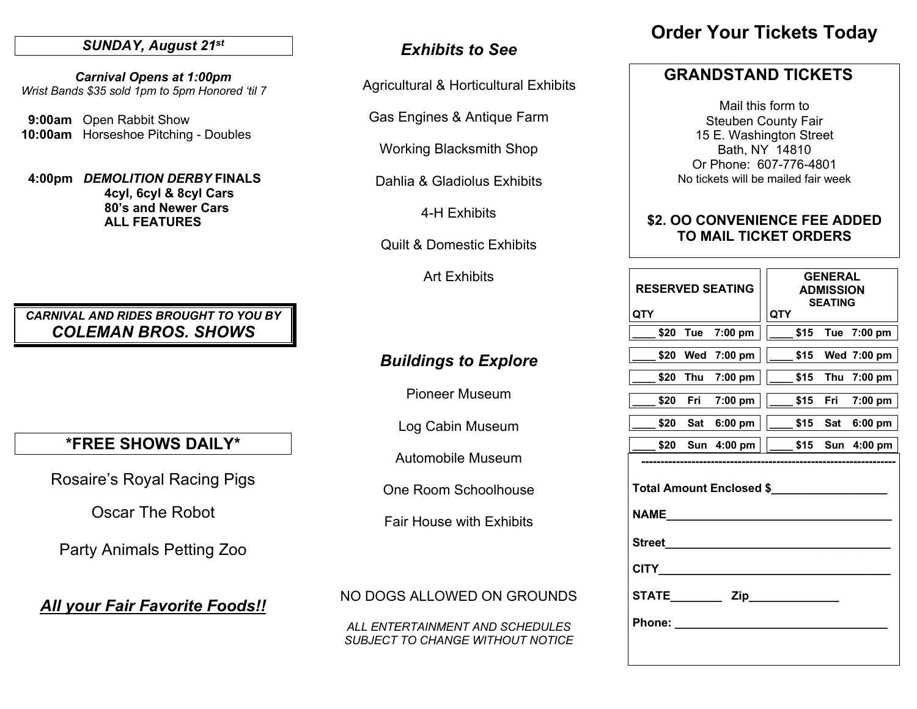**SUNDAY, August 21st**

***Carnival Opens at 1:00pm***
*Wrist Bands $35 sold 1pm to 5pm Honored 'til 7*

**9:00am** Open Rabbit Show
**10:00am** Horseshoe Pitching - Doubles

**4:00pm** ***DEMOLITION DERBY* FINALS**
**4cyl, 6cyl & 8cyl Cars**
**80's and Newer Cars**
**ALL FEATURES**

***CARNIVAL AND RIDES BROUGHT TO YOU BY***
***COLEMAN BROS. SHOWS***

**\*FREE SHOWS DAILY\***

Rosaire's Royal Racing Pigs

Oscar The Robot

Party Animals Petting Zoo

***All your Fair Favorite Foods!!***

## *Exhibits to See*

Agricultural & Horticultural Exhibits

Gas Engines & Antique Farm

Working Blacksmith Shop

Dahlia & Gladiolus Exhibits

4-H Exhibits

Quilt & Domestic Exhibits

Art Exhibits

## *Buildings to Explore*

Pioneer Museum

Log Cabin Museum

Automobile Museum

One Room Schoolhouse

Fair House with Exhibits

NO DOGS ALLOWED ON GROUNDS

*ALL ENTERTAINMENT AND SCHEDULES SUBJECT TO CHANGE WITHOUT NOTICE*

# Order Your Tickets Today

## GRANDSTAND TICKETS

Mail this form to
Steuben County Fair
15 E. Washington Street
Bath, NY 14810
Or Phone: 607-776-4801
No tickets will be mailed fair week

**$2. OO CONVENIENCE FEE ADDED TO MAIL TICKET ORDERS**

| RESERVED SEATING QTY | GENERAL ADMISSION SEATING QTY |
|---|---|
| ____ $20 Tue 7:00 pm | ____ $15 Tue 7:00 pm |
| ____ $20 Wed 7:00 pm | ____ $15 Wed 7:00 pm |
| ____ $20 Thu 7:00 pm | ____ $15 Thu 7:00 pm |
| ____ $20 Fri 7:00 pm | ____ $15 Fri 7:00 pm |
| ____ $20 Sat 6:00 pm | ____ $15 Sat 6:00 pm |
| ____ $20 Sun 4:00 pm | ____ $15 Sun 4:00 pm |

---

**Total Amount Enclosed $__________________**

**NAME___________________________________**

**Street___________________________________**

**CITY____________________________________**

**STATE________ Zip______________**

**Phone: _________________________________**